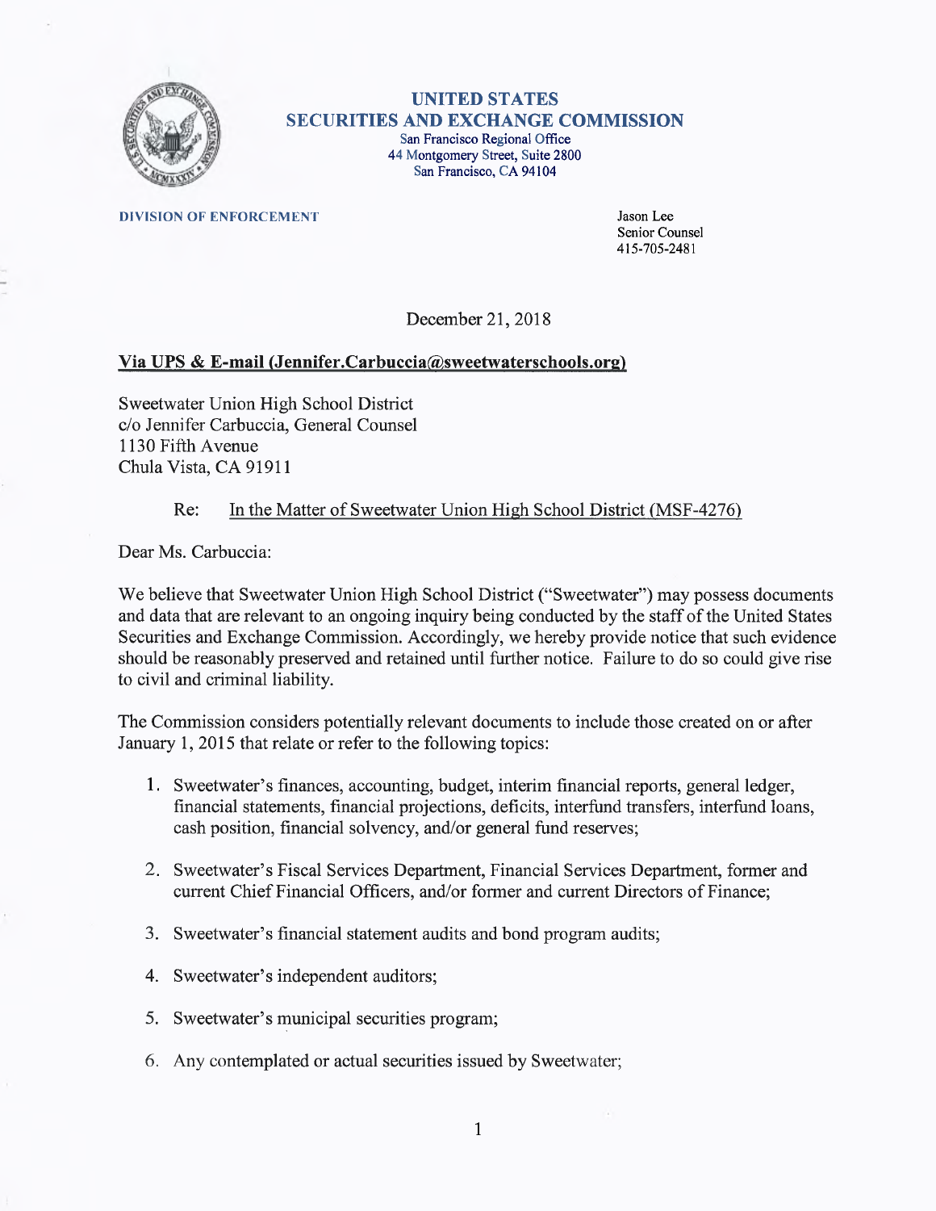**UNITED STATES**
**SECURITIES AND EXCHANGE COMMISSION**
San Francisco Regional Office
44 Montgomery Street, Suite 2800
San Francisco, CA 94104

**DIVISION OF ENFORCEMENT**

Jason Lee
Senior Counsel
415-705-2481

December 21, 2018

**Via UPS & E-mail (Jennifer.Carbuccia@sweetwaterschools.org)**

Sweetwater Union High School District
c/o Jennifer Carbuccia, General Counsel
1130 Fifth Avenue
Chula Vista, CA 91911

Re: In the Matter of Sweetwater Union High School District (MSF-4276)

Dear Ms. Carbuccia:

We believe that Sweetwater Union High School District ("Sweetwater") may possess documents and data that are relevant to an ongoing inquiry being conducted by the staff of the United States Securities and Exchange Commission. Accordingly, we hereby provide notice that such evidence should be reasonably preserved and retained until further notice. Failure to do so could give rise to civil and criminal liability.

The Commission considers potentially relevant documents to include those created on or after January 1, 2015 that relate or refer to the following topics:

1. Sweetwater's finances, accounting, budget, interim financial reports, general ledger, financial statements, financial projections, deficits, interfund transfers, interfund loans, cash position, financial solvency, and/or general fund reserves;
2. Sweetwater's Fiscal Services Department, Financial Services Department, former and current Chief Financial Officers, and/or former and current Directors of Finance;
3. Sweetwater's financial statement audits and bond program audits;
4. Sweetwater's independent auditors;
5. Sweetwater's municipal securities program;
6. Any contemplated or actual securities issued by Sweetwater;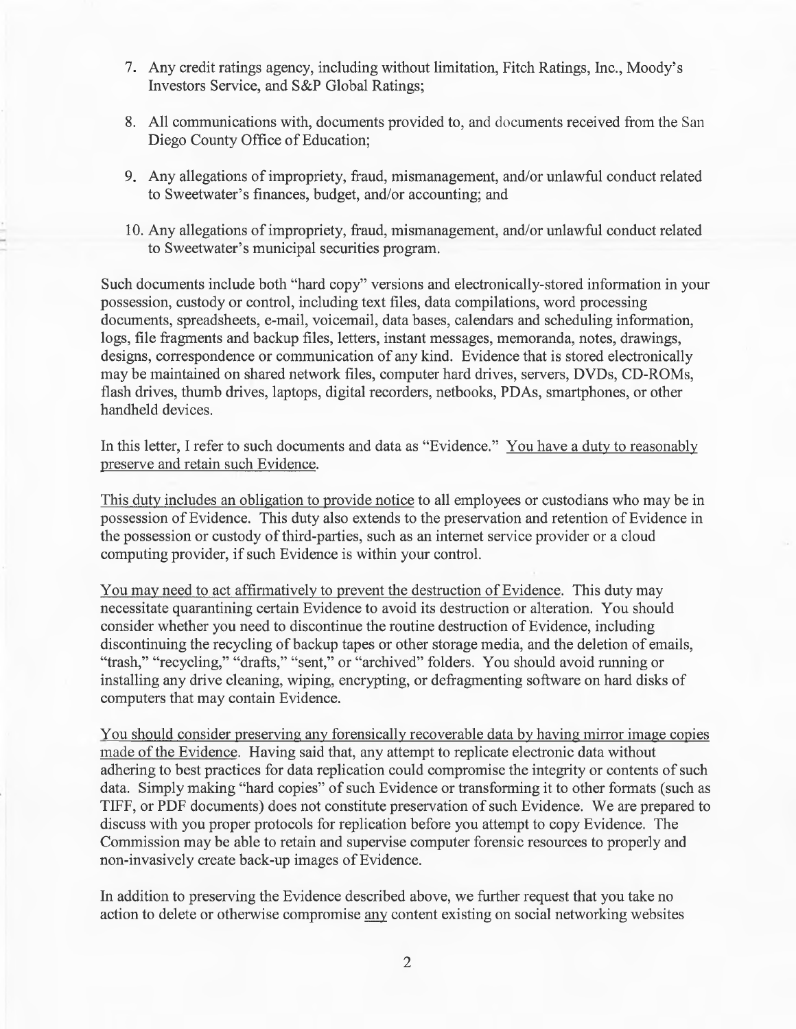7. Any credit ratings agency, including without limitation, Fitch Ratings, Inc., Moody's Investors Service, and S&P Global Ratings;

8. All communications with, documents provided to, and documents received from the San Diego County Office of Education;

9. Any allegations of impropriety, fraud, mismanagement, and/or unlawful conduct related to Sweetwater's finances, budget, and/or accounting; and

10. Any allegations of impropriety, fraud, mismanagement, and/or unlawful conduct related to Sweetwater's municipal securities program.

Such documents include both "hard copy" versions and electronically-stored information in your possession, custody or control, including text files, data compilations, word processing documents, spreadsheets, e-mail, voicemail, data bases, calendars and scheduling information, logs, file fragments and backup files, letters, instant messages, memoranda, notes, drawings, designs, correspondence or communication of any kind. Evidence that is stored electronically may be maintained on shared network files, computer hard drives, servers, DVDs, CD-ROMs, flash drives, thumb drives, laptops, digital recorders, netbooks, PDAs, smartphones, or other handheld devices.

In this letter, I refer to such documents and data as "Evidence." <u>You have a duty to reasonably preserve and retain such Evidence.</u>

<u>This duty includes an obligation to provide notice</u> to all employees or custodians who may be in possession of Evidence. This duty also extends to the preservation and retention of Evidence in the possession or custody of third-parties, such as an internet service provider or a cloud computing provider, if such Evidence is within your control.

<u>You may need to act affirmatively to prevent the destruction of Evidence.</u> This duty may necessitate quarantining certain Evidence to avoid its destruction or alteration. You should consider whether you need to discontinue the routine destruction of Evidence, including discontinuing the recycling of backup tapes or other storage media, and the deletion of emails, "trash," "recycling," "drafts," "sent," or "archived" folders. You should avoid running or installing any drive cleaning, wiping, encrypting, or defragmenting software on hard disks of computers that may contain Evidence.

<u>You should consider preserving any forensically recoverable data by having mirror image copies made of the Evidence.</u> Having said that, any attempt to replicate electronic data without adhering to best practices for data replication could compromise the integrity or contents of such data. Simply making "hard copies" of such Evidence or transforming it to other formats (such as TIFF, or PDF documents) does not constitute preservation of such Evidence. We are prepared to discuss with you proper protocols for replication before you attempt to copy Evidence. The Commission may be able to retain and supervise computer forensic resources to properly and non-invasively create back-up images of Evidence.

In addition to preserving the Evidence described above, we further request that you take no action to delete or otherwise compromise <u>any</u> content existing on social networking websites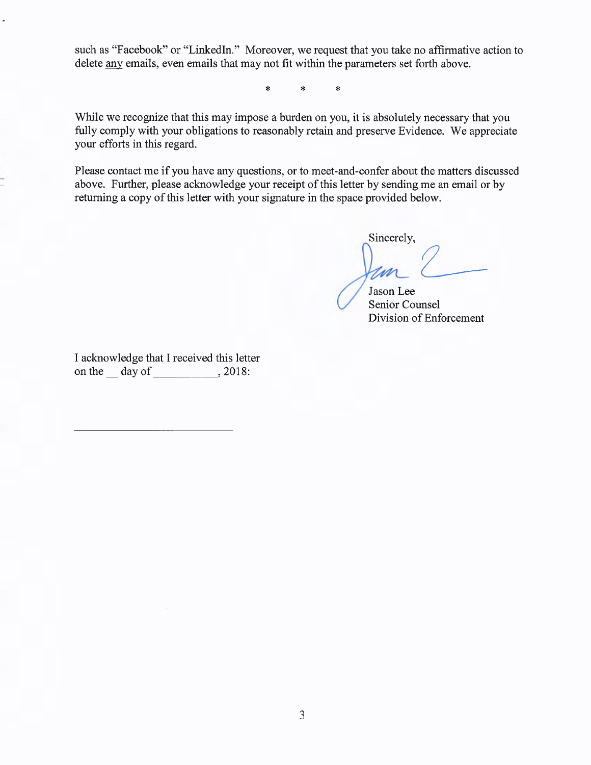such as "Facebook" or "LinkedIn." Moreover, we request that you take no affirmative action to delete <u>any</u> emails, even emails that may not fit within the parameters set forth above.

\* \* \*

While we recognize that this may impose a burden on you, it is absolutely necessary that you fully comply with your obligations to reasonably retain and preserve Evidence. We appreciate your efforts in this regard.

Please contact me if you have any questions, or to meet-and-confer about the matters discussed above. Further, please acknowledge your receipt of this letter by sending me an email or by returning a copy of this letter with your signature in the space provided below.

Sincerely,

Jason Lee
Senior Counsel
Division of Enforcement

I acknowledge that I received this letter
on the __ day of ___________, 2018:

______________________________